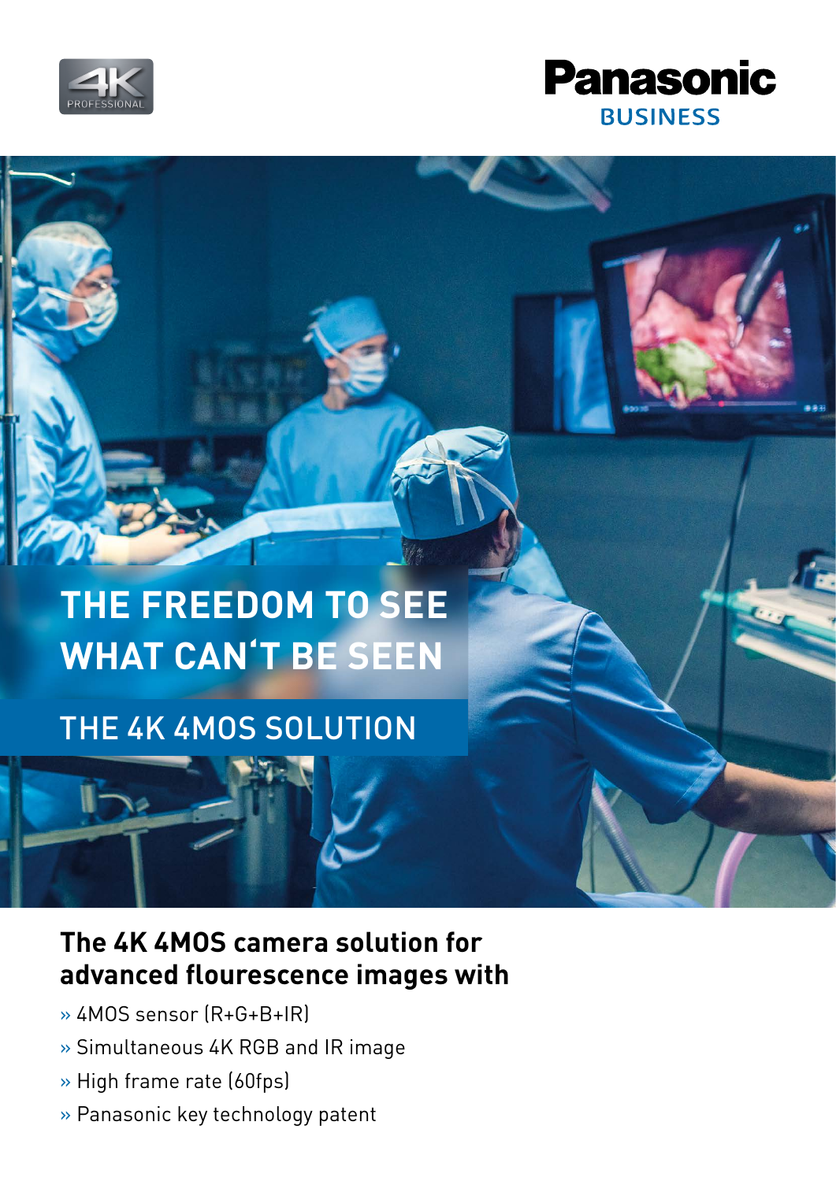4K PROFESSIONAL

Panasonic
BUSINESS

# THE FREEDOM TO SEE WHAT CAN'T BE SEEN

## THE 4K 4MOS SOLUTION

### The 4K 4MOS camera solution for advanced flourescence images with

- » 4MOS sensor (R+G+B+IR)
- » Simultaneous 4K RGB and IR image
- » High frame rate (60fps)
- » Panasonic key technology patent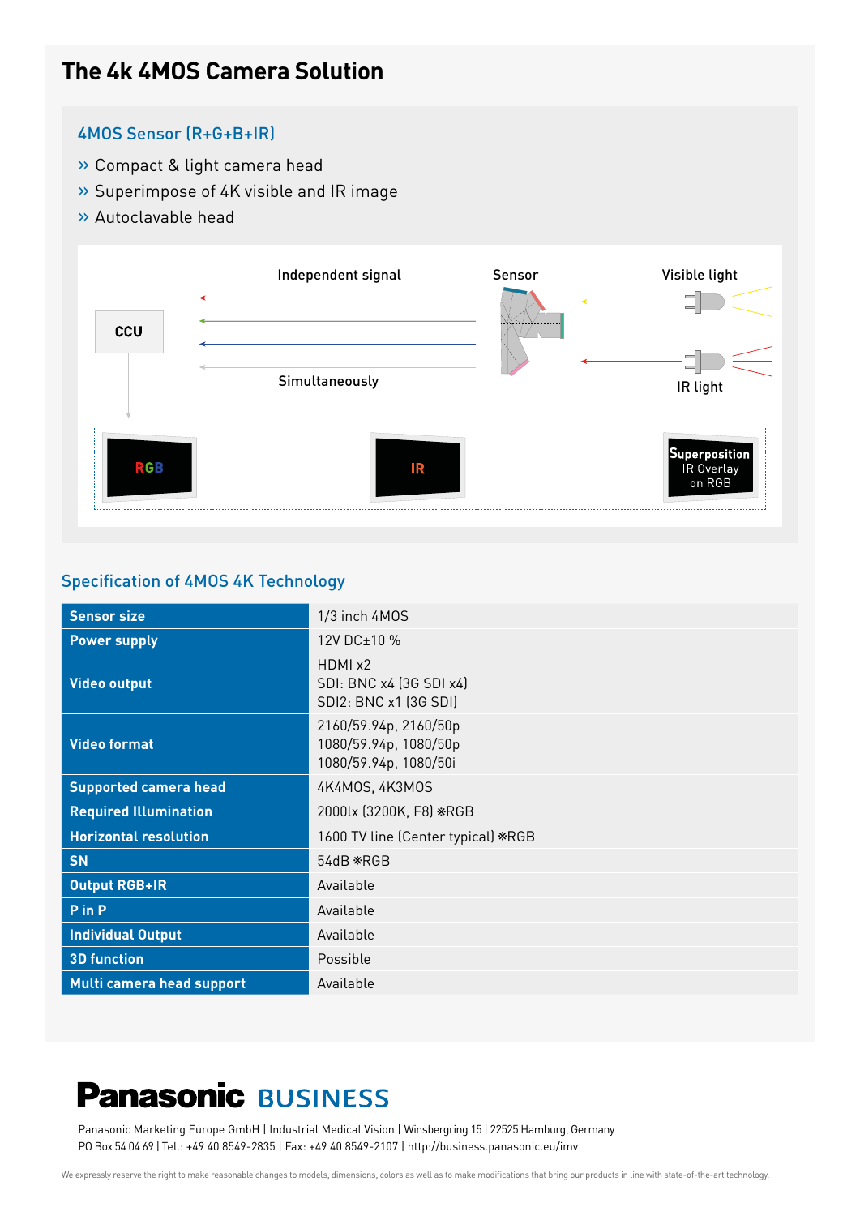# The 4k 4MOS Camera Solution

## 4MOS Sensor (R+G+B+IR)

» Compact & light camera head
» Superimpose of 4K visible and IR image
» Autoclavable head

Independent signal

Sensor

Visible light

CCU

Simultaneously

IR light

RGB

IR

Superposition
IR Overlay
on RGB

## Specification of 4MOS 4K Technology

| | |
|---|---|
| **Sensor size** | 1/3 inch 4MOS |
| **Power supply** | 12V DC±10 % |
| **Video output** | HDMI x2<br>SDI: BNC x4 (3G SDI x4)<br>SDI2: BNC x1 (3G SDI) |
| **Video format** | 2160/59.94p, 2160/50p<br>1080/59.94p, 1080/50p<br>1080/59.94p, 1080/50i |
| **Supported camera head** | 4K4MOS, 4K3MOS |
| **Required Illumination** | 2000lx (3200K, F8) ※RGB |
| **Horizontal resolution** | 1600 TV line (Center typical) ※RGB |
| **SN** | 54dB ※RGB |
| **Output RGB+IR** | Available |
| **P in P** | Available |
| **Individual Output** | Available |
| **3D function** | Possible |
| **Multi camera head support** | Available |

**Panasonic** BUSINESS

Panasonic Marketing Europe GmbH | Industrial Medical Vision | Winsbergring 15 | 22525 Hamburg, Germany
PO Box 54 04 69 | Tel.: +49 40 8549-2835 | Fax: +49 40 8549-2107 | http://business.panasonic.eu/imv

We expressly reserve the right to make reasonable changes to models, dimensions, colors as well as to make modifications that bring our products in line with state-of-the-art technology.